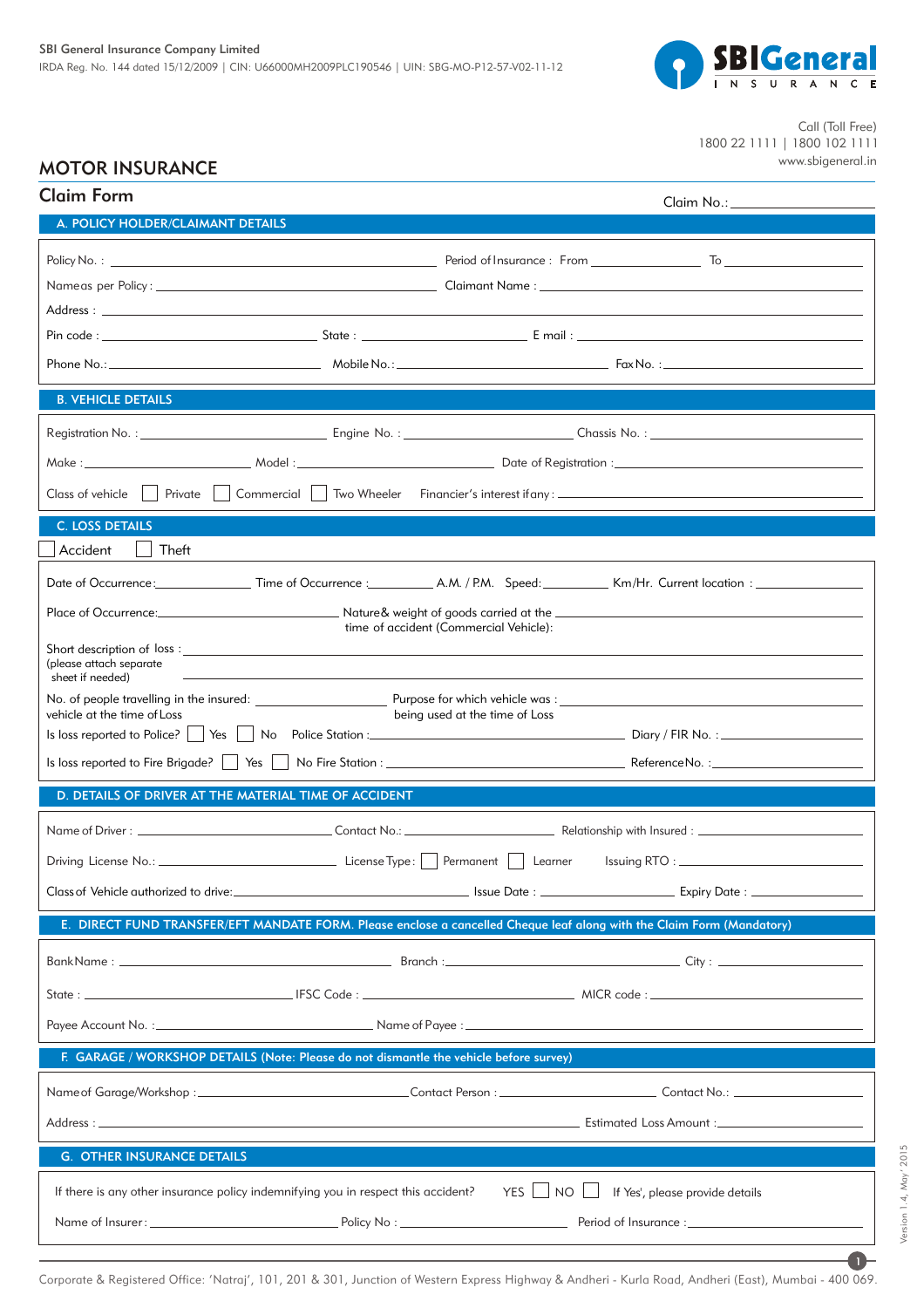SBI General Insurance Company Limited
IRDA Reg. No. 144 dated 15/12/2009 | CIN: U66000MH2009PLC190546 | UIN: SBG-MO-P12-57-V02-11-12

Call (Toll Free)
1800 22 1111 | 1800 102 1111
www.sbigeneral.in

# MOTOR INSURANCE

## Claim Form

Claim No.: ____________________

### A. POLICY HOLDER/CLAIMANT DETAILS

Policy No. : ______________________ Period of Insurance : From ____________ To ____________

Name as per Policy : ______________________ Claimant Name : ______________________

Address : ______________________________________________

Pin code : ____________ State : ____________ E mail : ____________

Phone No.: ____________ Mobile No.: ____________ Fax No. : ____________

### B. VEHICLE DETAILS

Registration No. : ____________ Engine No. : ____________ Chassis No. : ____________

Make : ____________ Model : ____________ Date of Registration : ____________

Class of vehicle ☐ Private ☐ Commercial ☐ Two Wheeler Financier's interest if any : ____________

### C. LOSS DETAILS

☐ Accident ☐ Theft

Date of Occurrence: ____________ Time of Occurrence : ________ A.M. / P.M. Speed: ________ Km/Hr. Current location : ____________

Place of Occurrence: ____________ Nature& weight of goods carried at the time of accident (Commercial Vehicle): ____________

Short description of loss : ______________________________________________
(please attach separate sheet if needed)

No. of people travelling in the insured: vehicle at the time of Loss ____________ Purpose for which vehicle was being used at the time of Loss : ____________

Is loss reported to Police? ☐ Yes ☐ No Police Station : ____________ Diary / FIR No. : ____________

Is loss reported to Fire Brigade? ☐ Yes ☐ No Fire Station : ____________ Reference No. : ____________

### D. DETAILS OF DRIVER AT THE MATERIAL TIME OF ACCIDENT

Name of Driver : ____________ Contact No.: ____________ Relationship with Insured : ____________

Driving License No.: ____________ License Type : ☐ Permanent ☐ Learner Issuing RTO : ____________

Class of Vehicle authorized to drive: ____________ Issue Date : ____________ Expiry Date : ____________

### E. DIRECT FUND TRANSFER/EFT MANDATE FORM. Please enclose a cancelled Cheque leaf along with the Claim Form (Mandatory)

Bank Name : ____________ Branch : ____________ City : ____________

State : ____________ IFSC Code : ____________ MICR code : ____________

Payee Account No. : ____________ Name of Payee : ____________

### F. GARAGE / WORKSHOP DETAILS (Note: Please do not dismantle the vehicle before survey)

Name of Garage/Workshop : ____________ Contact Person : ____________ Contact No.: ____________

Address : ______________________ Estimated Loss Amount : ____________

### G. OTHER INSURANCE DETAILS

If there is any other insurance policy indemnifying you in respect this accident? YES ☐ NO ☐ If Yes', please provide details

Name of Insurer : ____________ Policy No : ____________ Period of Insurance : ____________

Version 1.4, May' 2015

Corporate & Registered Office: 'Natraj', 101, 201 & 301, Junction of Western Express Highway & Andheri - Kurla Road, Andheri (East), Mumbai - 400 069.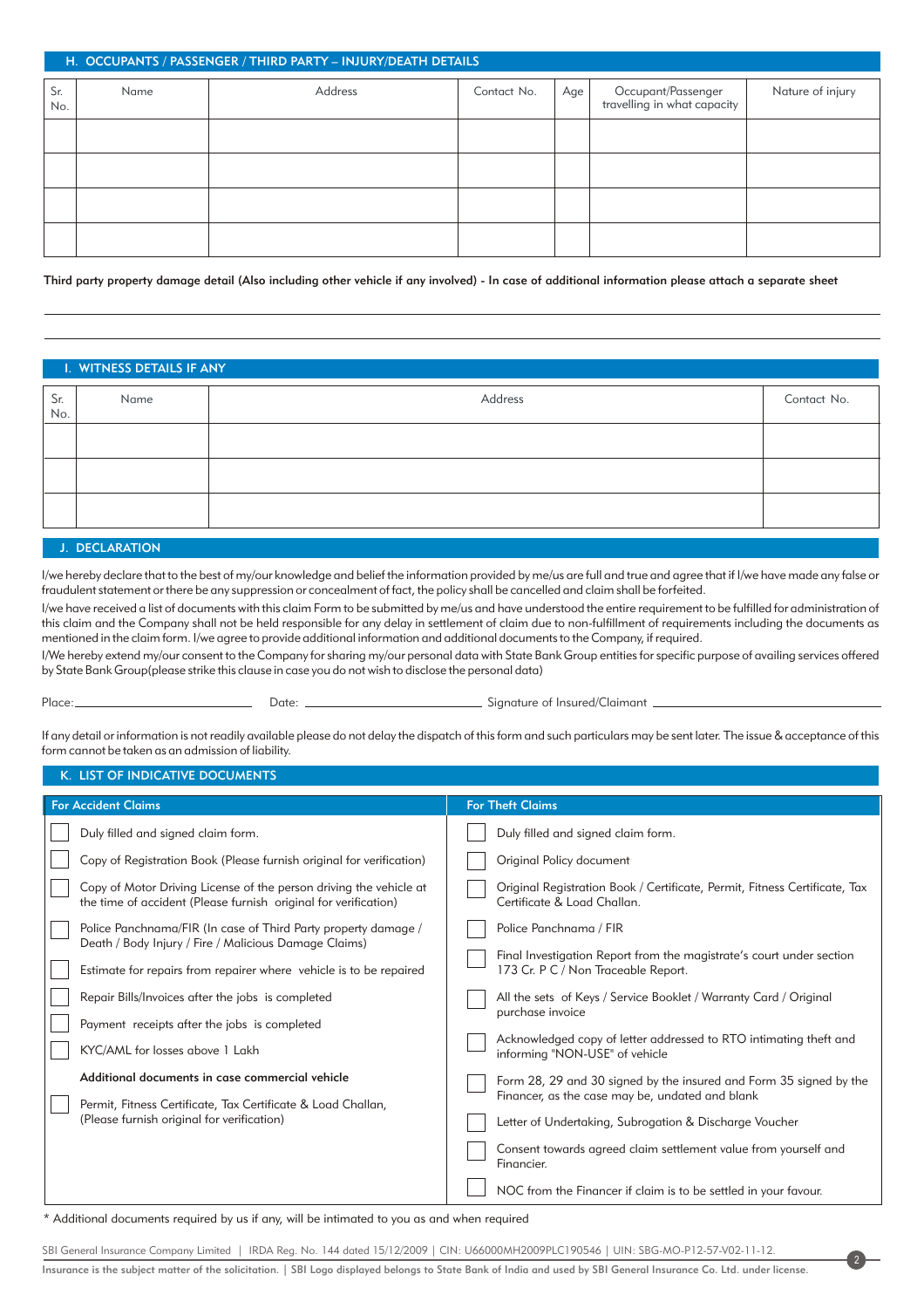## H. OCCUPANTS / PASSENGER / THIRD PARTY – INJURY/DEATH DETAILS

| Sr. No. | Name | Address | Contact No. | Age | Occupant/Passenger travelling in what capacity | Nature of injury |
|---|---|---|---|---|---|---|
| | | | | | | |
| | | | | | | |
| | | | | | | |
| | | | | | | |

**Third party property damage detail (Also including other vehicle if any involved) - In case of additional information please attach a separate sheet**

______________________________________________________________________

______________________________________________________________________

## I. WITNESS DETAILS IF ANY

| Sr. No. | Name | Address | Contact No. |
|---|---|---|---|
| | | | |
| | | | |
| | | | |

## J. DECLARATION

I/we hereby declare that to the best of my/our knowledge and belief the information provided by me/us are full and true and agree that if I/we have made any false or fraudulent statement or there be any suppression or concealment of fact, the policy shall be cancelled and claim shall be forfeited.

I/we have received a list of documents with this claim Form to be submitted by me/us and have understood the entire requirement to be fulfilled for administration of this claim and the Company shall not be held responsible for any delay in settlement of claim due to non-fulfillment of requirements including the documents as mentioned in the claim form. I/we agree to provide additional information and additional documents to the Company, if required.

I/We hereby extend my/our consent to the Company for sharing my/our personal data with State Bank Group entities for specific purpose of availing services offered by State Bank Group(please strike this clause in case you do not wish to disclose the personal data)

Place: ____________________ Date: ____________________ Signature of Insured/Claimant ____________________

If any detail or information is not readily available please do not delay the dispatch of this form and such particulars may be sent later. The issue & acceptance of this form cannot be taken as an admission of liability.

## K. LIST OF INDICATIVE DOCUMENTS

| For Accident Claims | For Theft Claims |
|---|---|
| ☐ Duly filled and signed claim form. | ☐ Duly filled and signed claim form. |
| ☐ Copy of Registration Book (Please furnish original for verification) | ☐ Original Policy document |
| ☐ Copy of Motor Driving License of the person driving the vehicle at the time of accident (Please furnish original for verification) | ☐ Original Registration Book / Certificate, Permit, Fitness Certificate, Tax Certificate & Load Challan. |
| ☐ Police Panchnama/FIR (In case of Third Party property damage / Death / Body Injury / Fire / Malicious Damage Claims) | ☐ Police Panchnama / FIR |
| ☐ Estimate for repairs from repairer where vehicle is to be repaired | ☐ Final Investigation Report from the magistrate's court under section 173 Cr. P C / Non Traceable Report. |
| ☐ Repair Bills/Invoices after the jobs is completed | ☐ All the sets of Keys / Service Booklet / Warranty Card / Original purchase invoice |
| ☐ Payment receipts after the jobs is completed | ☐ Acknowledged copy of letter addressed to RTO intimating theft and informing "NON-USE" of vehicle |
| ☐ KYC/AML for losses above 1 Lakh | ☐ Form 28, 29 and 30 signed by the insured and Form 35 signed by the Financer, as the case may be, undated and blank |
| **Additional documents in case commercial vehicle** | ☐ Letter of Undertaking, Subrogation & Discharge Voucher |
| ☐ Permit, Fitness Certificate, Tax Certificate & Load Challan, (Please furnish original for verification) | ☐ Consent towards agreed claim settlement value from yourself and Financier. |
| | ☐ NOC from the Financer if claim is to be settled in your favour. |

\* Additional documents required by us if any, will be intimated to you as and when required

SBI General Insurance Company Limited | IRDA Reg. No. 144 dated 15/12/2009 | CIN: U66000MH2009PLC190546 | UIN: SBG-MO-P12-57-V02-11-12.

**Insurance is the subject matter of the solicitation. | SBI Logo displayed belongs to State Bank of India and used by SBI General Insurance Co. Ltd. under license.**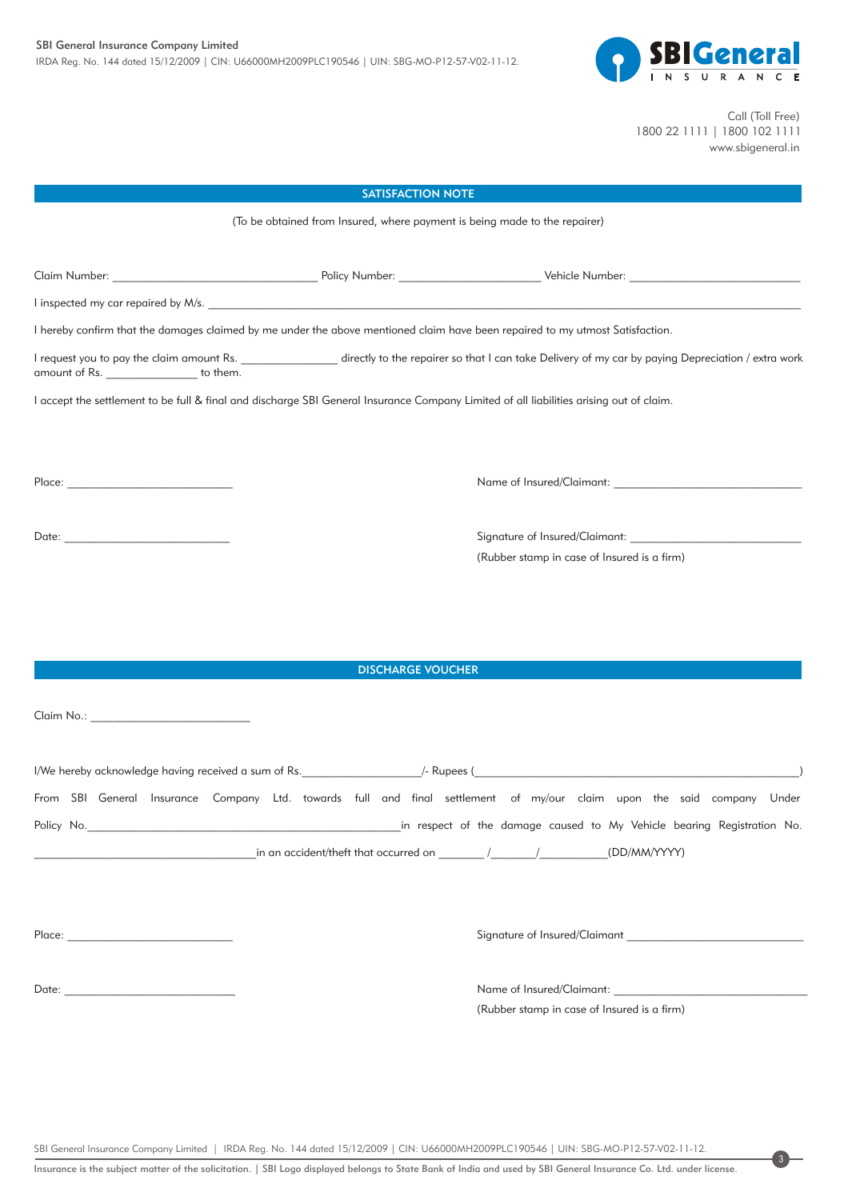Call (Toll Free)
1800 22 1111 | 1800 102 1111
www.sbigeneral.in

## SATISFACTION NOTE

(To be obtained from Insured, where payment is being made to the repairer)

Claim Number: ________________________________ Policy Number: ______________________ Vehicle Number: ___________________________

I inspected my car repaired by M/s. ______________________________________________________________________________________________

I hereby confirm that the damages claimed by me under the above mentioned claim have been repaired to my utmost Satisfaction.

I request you to pay the claim amount Rs. _______________ directly to the repairer so that I can take Delivery of my car by paying Depreciation / extra work amount of Rs. ______________ to them.

I accept the settlement to be full & final and discharge SBI General Insurance Company Limited of all liabilities arising out of claim.

Place: ___________________________

Name of Insured/Claimant: ______________________________

Date: ___________________________

Signature of Insured/Claimant: ____________________________

(Rubber stamp in case of Insured is a firm)

## DISCHARGE VOUCHER

Claim No.: _________________________

I/We hereby acknowledge having received a sum of Rs.___________________/- Rupees (____________________________________________________)

From SBI General Insurance Company Ltd. towards full and final settlement of my/our claim upon the said company Under Policy No.__________________________________________________in respect of the damage caused to My Vehicle bearing Registration No. ____________________________________in an accident/theft that occurred on _______ /_______/___________(DD/MM/YYYY)

Place: ___________________________

Signature of Insured/Claimant ____________________________

Date: ____________________________

Name of Insured/Claimant: _______________________________

(Rubber stamp in case of Insured is a firm)

Insurance is the subject matter of the solicitation. | SBI Logo displayed belongs to State Bank of India and used by SBI General Insurance Co. Ltd. under license.